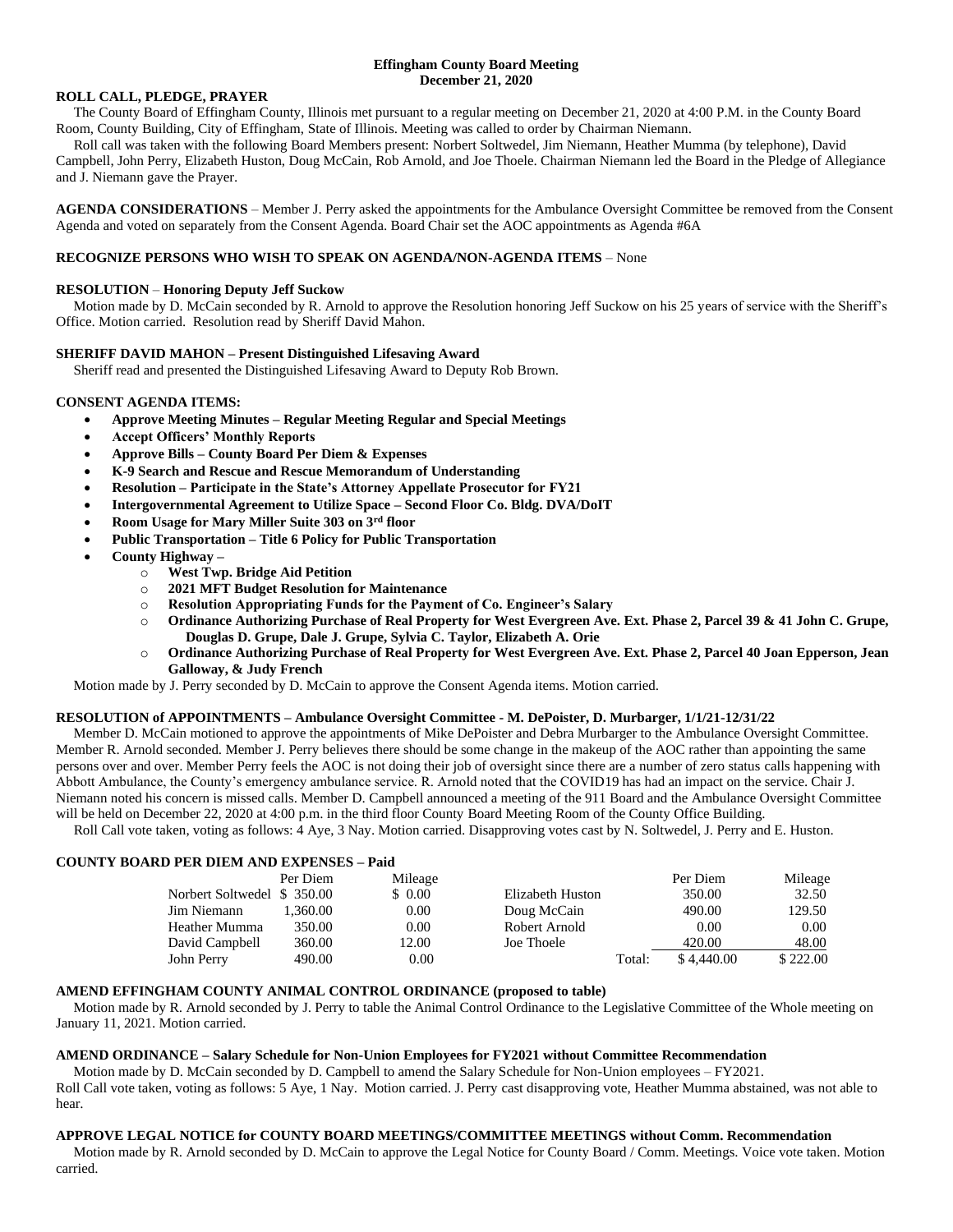# Effingham County Board Meeting
## December 21, 2020

**ROLL CALL, PLEDGE, PRAYER**

The County Board of Effingham County, Illinois met pursuant to a regular meeting on December 21, 2020 at 4:00 P.M. in the County Board Room, County Building, City of Effingham, State of Illinois. Meeting was called to order by Chairman Niemann.

Roll call was taken with the following Board Members present: Norbert Soltwedel, Jim Niemann, Heather Mumma (by telephone), David Campbell, John Perry, Elizabeth Huston, Doug McCain, Rob Arnold, and Joe Thoele. Chairman Niemann led the Board in the Pledge of Allegiance and J. Niemann gave the Prayer.

**AGENDA CONSIDERATIONS** – Member J. Perry asked the appointments for the Ambulance Oversight Committee be removed from the Consent Agenda and voted on separately from the Consent Agenda. Board Chair set the AOC appointments as Agenda #6A

**RECOGNIZE PERSONS WHO WISH TO SPEAK ON AGENDA/NON-AGENDA ITEMS** – None

**RESOLUTION** – **Honoring Deputy Jeff Suckow**

Motion made by D. McCain seconded by R. Arnold to approve the Resolution honoring Jeff Suckow on his 25 years of service with the Sheriff's Office. Motion carried. Resolution read by Sheriff David Mahon.

**SHERIFF DAVID MAHON – Present Distinguished Lifesaving Award**

Sheriff read and presented the Distinguished Lifesaving Award to Deputy Rob Brown.

**CONSENT AGENDA ITEMS:**

- **Approve Meeting Minutes – Regular Meeting Regular and Special Meetings**
- **Accept Officers' Monthly Reports**
- **Approve Bills – County Board Per Diem & Expenses**
- **K-9 Search and Rescue and Rescue Memorandum of Understanding**
- **Resolution – Participate in the State's Attorney Appellate Prosecutor for FY21**
- **Intergovernmental Agreement to Utilize Space – Second Floor Co. Bldg. DVA/DoIT**
- **Room Usage for Mary Miller Suite 303 on 3rd floor**
- **Public Transportation – Title 6 Policy for Public Transportation**
- **County Highway –**
    - **West Twp. Bridge Aid Petition**
    - **2021 MFT Budget Resolution for Maintenance**
    - **Resolution Appropriating Funds for the Payment of Co. Engineer's Salary**
    - **Ordinance Authorizing Purchase of Real Property for West Evergreen Ave. Ext. Phase 2, Parcel 39 & 41 John C. Grupe, Douglas D. Grupe, Dale J. Grupe, Sylvia C. Taylor, Elizabeth A. Orie**
    - **Ordinance Authorizing Purchase of Real Property for West Evergreen Ave. Ext. Phase 2, Parcel 40 Joan Epperson, Jean Galloway, & Judy French**

Motion made by J. Perry seconded by D. McCain to approve the Consent Agenda items. Motion carried.

**RESOLUTION of APPOINTMENTS – Ambulance Oversight Committee - M. DePoister, D. Murbarger, 1/1/21-12/31/22**

Member D. McCain motioned to approve the appointments of Mike DePoister and Debra Murbarger to the Ambulance Oversight Committee. Member R. Arnold seconded. Member J. Perry believes there should be some change in the makeup of the AOC rather than appointing the same persons over and over. Member Perry feels the AOC is not doing their job of oversight since there are a number of zero status calls happening with Abbott Ambulance, the County's emergency ambulance service. R. Arnold noted that the COVID19 has had an impact on the service. Chair J. Niemann noted his concern is missed calls. Member D. Campbell announced a meeting of the 911 Board and the Ambulance Oversight Committee will be held on December 22, 2020 at 4:00 p.m. in the third floor County Board Meeting Room of the County Office Building.

Roll Call vote taken, voting as follows: 4 Aye, 3 Nay. Motion carried. Disapproving votes cast by N. Soltwedel, J. Perry and E. Huston.

**COUNTY BOARD PER DIEM AND EXPENSES – Paid**

| | Per Diem | Mileage | | Per Diem | Mileage |
|---|---|---|---|---|---|
| Norbert Soltwedel | $ 350.00 | $ 0.00 | Elizabeth Huston | 350.00 | 32.50 |
| Jim Niemann | 1,360.00 | 0.00 | Doug McCain | 490.00 | 129.50 |
| Heather Mumma | 350.00 | 0.00 | Robert Arnold | 0.00 | 0.00 |
| David Campbell | 360.00 | 12.00 | Joe Thoele | 420.00 | 48.00 |
| John Perry | 490.00 | 0.00 | Total: | $ 4,440.00 | $ 222.00 |

**AMEND EFFINGHAM COUNTY ANIMAL CONTROL ORDINANCE (proposed to table)**

Motion made by R. Arnold seconded by J. Perry to table the Animal Control Ordinance to the Legislative Committee of the Whole meeting on January 11, 2021. Motion carried.

**AMEND ORDINANCE – Salary Schedule for Non-Union Employees for FY2021 without Committee Recommendation**

Motion made by D. McCain seconded by D. Campbell to amend the Salary Schedule for Non-Union employees – FY2021.
Roll Call vote taken, voting as follows: 5 Aye, 1 Nay. Motion carried. J. Perry cast disapproving vote, Heather Mumma abstained, was not able to hear.

**APPROVE LEGAL NOTICE for COUNTY BOARD MEETINGS/COMMITTEE MEETINGS without Comm. Recommendation**

Motion made by R. Arnold seconded by D. McCain to approve the Legal Notice for County Board / Comm. Meetings. Voice vote taken. Motion carried.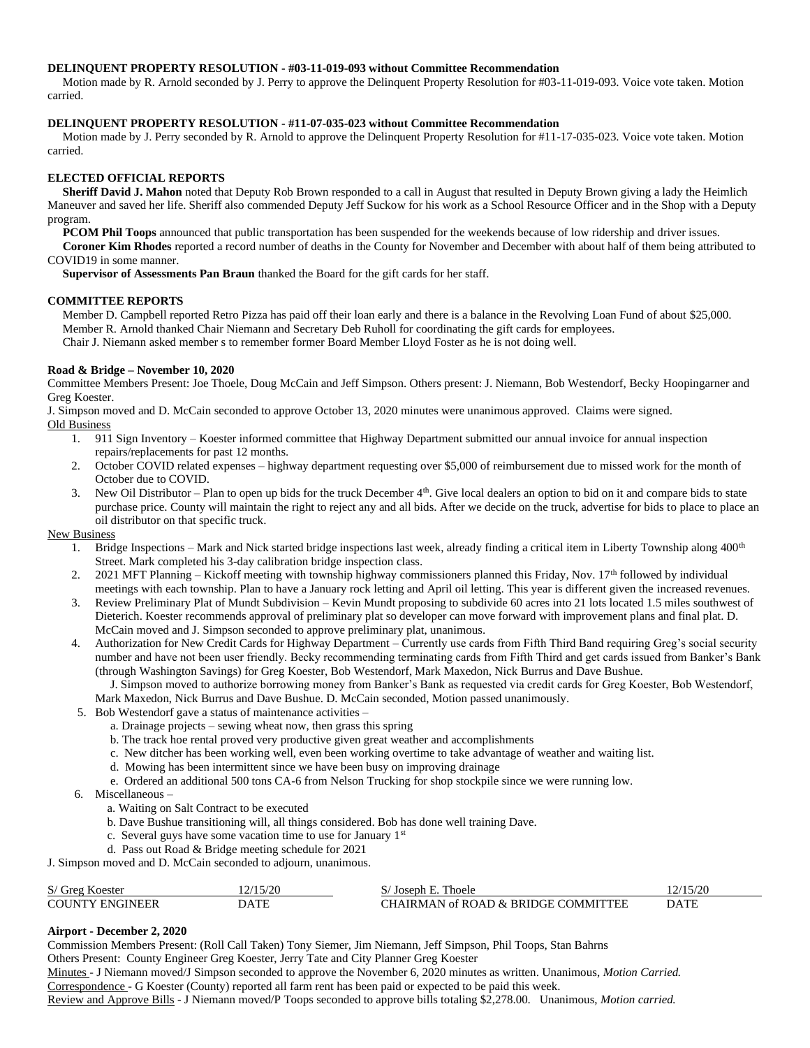**DELINQUENT PROPERTY RESOLUTION - #03-11-019-093 without Committee Recommendation**

Motion made by R. Arnold seconded by J. Perry to approve the Delinquent Property Resolution for #03-11-019-093. Voice vote taken. Motion carried.

**DELINQUENT PROPERTY RESOLUTION - #11-07-035-023 without Committee Recommendation**

Motion made by J. Perry seconded by R. Arnold to approve the Delinquent Property Resolution for #11-17-035-023. Voice vote taken. Motion carried.

**ELECTED OFFICIAL REPORTS**

**Sheriff David J. Mahon** noted that Deputy Rob Brown responded to a call in August that resulted in Deputy Brown giving a lady the Heimlich Maneuver and saved her life. Sheriff also commended Deputy Jeff Suckow for his work as a School Resource Officer and in the Shop with a Deputy program.

**PCOM Phil Toops** announced that public transportation has been suspended for the weekends because of low ridership and driver issues.

**Coroner Kim Rhodes** reported a record number of deaths in the County for November and December with about half of them being attributed to COVID19 in some manner.

**Supervisor of Assessments Pan Braun** thanked the Board for the gift cards for her staff.

**COMMITTEE REPORTS**

Member D. Campbell reported Retro Pizza has paid off their loan early and there is a balance in the Revolving Loan Fund of about $25,000.

Member R. Arnold thanked Chair Niemann and Secretary Deb Ruholl for coordinating the gift cards for employees.

Chair J. Niemann asked member s to remember former Board Member Lloyd Foster as he is not doing well.

**Road & Bridge – November 10, 2020**

Committee Members Present: Joe Thoele, Doug McCain and Jeff Simpson. Others present: J. Niemann, Bob Westendorf, Becky Hoopingarner and Greg Koester.

J. Simpson moved and D. McCain seconded to approve October 13, 2020 minutes were unanimous approved. Claims were signed.

Old Business

1. 911 Sign Inventory – Koester informed committee that Highway Department submitted our annual invoice for annual inspection repairs/replacements for past 12 months.
2. October COVID related expenses – highway department requesting over $5,000 of reimbursement due to missed work for the month of October due to COVID.
3. New Oil Distributor – Plan to open up bids for the truck December 4th. Give local dealers an option to bid on it and compare bids to state purchase price. County will maintain the right to reject any and all bids. After we decide on the truck, advertise for bids to place to place an oil distributor on that specific truck.

New Business

1. Bridge Inspections – Mark and Nick started bridge inspections last week, already finding a critical item in Liberty Township along 400th Street. Mark completed his 3-day calibration bridge inspection class.
2. 2021 MFT Planning – Kickoff meeting with township highway commissioners planned this Friday, Nov. 17th followed by individual meetings with each township. Plan to have a January rock letting and April oil letting. This year is different given the increased revenues.
3. Review Preliminary Plat of Mundt Subdivision – Kevin Mundt proposing to subdivide 60 acres into 21 lots located 1.5 miles southwest of Dieterich. Koester recommends approval of preliminary plat so developer can move forward with improvement plans and final plat. D. McCain moved and J. Simpson seconded to approve preliminary plat, unanimous.
4. Authorization for New Credit Cards for Highway Department – Currently use cards from Fifth Third Band requiring Greg's social security number and have not been user friendly. Becky recommending terminating cards from Fifth Third and get cards issued from Banker's Bank (through Washington Savings) for Greg Koester, Bob Westendorf, Mark Maxedon, Nick Burrus and Dave Bushue.

   J. Simpson moved to authorize borrowing money from Banker's Bank as requested via credit cards for Greg Koester, Bob Westendorf, Mark Maxedon, Nick Burrus and Dave Bushue. D. McCain seconded, Motion passed unanimously.
5. Bob Westendorf gave a status of maintenance activities –
   a. Drainage projects – sewing wheat now, then grass this spring
   b. The track hoe rental proved very productive given great weather and accomplishments
   c. New ditcher has been working well, even been working overtime to take advantage of weather and waiting list.
   d. Mowing has been intermittent since we have been busy on improving drainage
   e. Ordered an additional 500 tons CA-6 from Nelson Trucking for shop stockpile since we were running low.
6. Miscellaneous –
   a. Waiting on Salt Contract to be executed
   b. Dave Bushue transitioning will, all things considered. Bob has done well training Dave.
   c. Several guys have some vacation time to use for January 1st
   d. Pass out Road & Bridge meeting schedule for 2021

J. Simpson moved and D. McCain seconded to adjourn, unanimous.

| S/ Greg Koester | 12/15/20 | S/ Joseph E. Thoele | 12/15/20 |
|---|---|---|---|
| COUNTY ENGINEER | DATE | CHAIRMAN of ROAD & BRIDGE COMMITTEE | DATE |

**Airport - December 2, 2020**

Commission Members Present: (Roll Call Taken) Tony Siemer, Jim Niemann, Jeff Simpson, Phil Toops, Stan Bahrns

Others Present: County Engineer Greg Koester, Jerry Tate and City Planner Greg Koester

Minutes - J Niemann moved/J Simpson seconded to approve the November 6, 2020 minutes as written. Unanimous, *Motion Carried.*

Correspondence - G Koester (County) reported all farm rent has been paid or expected to be paid this week.

Review and Approve Bills - J Niemann moved/P Toops seconded to approve bills totaling $2,278.00. Unanimous, *Motion carried.*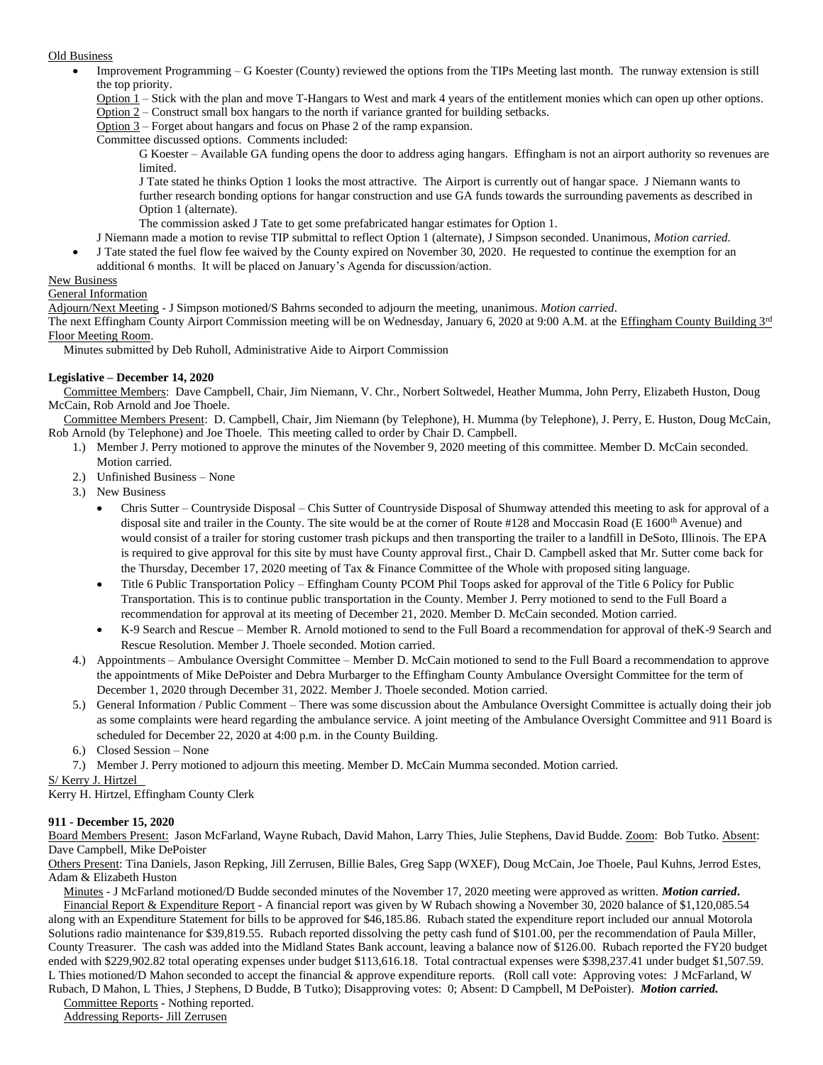Old Business

- Improvement Programming – G Koester (County) reviewed the options from the TIPs Meeting last month. The runway extension is still the top priority.

  Option 1 – Stick with the plan and move T-Hangars to West and mark 4 years of the entitlement monies which can open up other options.
  Option 2 – Construct small box hangars to the north if variance granted for building setbacks.
  Option 3 – Forget about hangars and focus on Phase 2 of the ramp expansion.
  Committee discussed options. Comments included:

  G Koester – Available GA funding opens the door to address aging hangars. Effingham is not an airport authority so revenues are limited.

  J Tate stated he thinks Option 1 looks the most attractive. The Airport is currently out of hangar space. J Niemann wants to further research bonding options for hangar construction and use GA funds towards the surrounding pavements as described in Option 1 (alternate).

  The commission asked J Tate to get some prefabricated hangar estimates for Option 1.

  J Niemann made a motion to revise TIP submittal to reflect Option 1 (alternate), J Simpson seconded. Unanimous, *Motion carried*.
- J Tate stated the fuel flow fee waived by the County expired on November 30, 2020. He requested to continue the exemption for an additional 6 months. It will be placed on January's Agenda for discussion/action.

New Business

General Information

Adjourn/Next Meeting - J Simpson motioned/S Bahrns seconded to adjourn the meeting, unanimous. *Motion carried*.
The next Effingham County Airport Commission meeting will be on Wednesday, January 6, 2020 at 9:00 A.M. at the Effingham County Building 3rd Floor Meeting Room.

Minutes submitted by Deb Ruholl, Administrative Aide to Airport Commission

**Legislative – December 14, 2020**

Committee Members: Dave Campbell, Chair, Jim Niemann, V. Chr., Norbert Soltwedel, Heather Mumma, John Perry, Elizabeth Huston, Doug McCain, Rob Arnold and Joe Thoele.

Committee Members Present: D. Campbell, Chair, Jim Niemann (by Telephone), H. Mumma (by Telephone), J. Perry, E. Huston, Doug McCain, Rob Arnold (by Telephone) and Joe Thoele. This meeting called to order by Chair D. Campbell.

1.) Member J. Perry motioned to approve the minutes of the November 9, 2020 meeting of this committee. Member D. McCain seconded. Motion carried.
2.) Unfinished Business – None
3.) New Business
   - Chris Sutter – Countryside Disposal – Chis Sutter of Countryside Disposal of Shumway attended this meeting to ask for approval of a disposal site and trailer in the County. The site would be at the corner of Route #128 and Moccasin Road (E 1600th Avenue) and would consist of a trailer for storing customer trash pickups and then transporting the trailer to a landfill in DeSoto, Illinois. The EPA is required to give approval for this site by must have County approval first., Chair D. Campbell asked that Mr. Sutter come back for the Thursday, December 17, 2020 meeting of Tax & Finance Committee of the Whole with proposed siting language.
   - Title 6 Public Transportation Policy – Effingham County PCOM Phil Toops asked for approval of the Title 6 Policy for Public Transportation. This is to continue public transportation in the County. Member J. Perry motioned to send to the Full Board a recommendation for approval at its meeting of December 21, 2020. Member D. McCain seconded. Motion carried.
   - K-9 Search and Rescue – Member R. Arnold motioned to send to the Full Board a recommendation for approval of theK-9 Search and Rescue Resolution. Member J. Thoele seconded. Motion carried.
4.) Appointments – Ambulance Oversight Committee – Member D. McCain motioned to send to the Full Board a recommendation to approve the appointments of Mike DePoister and Debra Murbarger to the Effingham County Ambulance Oversight Committee for the term of December 1, 2020 through December 31, 2022. Member J. Thoele seconded. Motion carried.
5.) General Information / Public Comment – There was some discussion about the Ambulance Oversight Committee is actually doing their job as some complaints were heard regarding the ambulance service. A joint meeting of the Ambulance Oversight Committee and 911 Board is scheduled for December 22, 2020 at 4:00 p.m. in the County Building.
6.) Closed Session – None
7.) Member J. Perry motioned to adjourn this meeting. Member D. McCain Mumma seconded. Motion carried.

S/ Kerry J. Hirtzel
Kerry H. Hirtzel, Effingham County Clerk

**911 - December 15, 2020**

Board Members Present: Jason McFarland, Wayne Rubach, David Mahon, Larry Thies, Julie Stephens, David Budde. Zoom: Bob Tutko. Absent: Dave Campbell, Mike DePoister

Others Present: Tina Daniels, Jason Repking, Jill Zerrusen, Billie Bales, Greg Sapp (WXEF), Doug McCain, Joe Thoele, Paul Kuhns, Jerrod Estes, Adam & Elizabeth Huston

Minutes - J McFarland motioned/D Budde seconded minutes of the November 17, 2020 meeting were approved as written. ***Motion carried***.

Financial Report & Expenditure Report - A financial report was given by W Rubach showing a November 30, 2020 balance of $1,120,085.54 along with an Expenditure Statement for bills to be approved for $46,185.86. Rubach stated the expenditure report included our annual Motorola Solutions radio maintenance for $39,819.55. Rubach reported dissolving the petty cash fund of $101.00, per the recommendation of Paula Miller, County Treasurer. The cash was added into the Midland States Bank account, leaving a balance now of $126.00. Rubach reported the FY20 budget ended with $229,902.82 total operating expenses under budget $113,616.18. Total contractual expenses were $398,237.41 under budget $1,507.59. L Thies motioned/D Mahon seconded to accept the financial & approve expenditure reports. (Roll call vote: Approving votes: J McFarland, W Rubach, D Mahon, L Thies, J Stephens, D Budde, B Tutko); Disapproving votes: 0; Absent: D Campbell, M DePoister). ***Motion carried.***

Committee Reports - Nothing reported.

Addressing Reports- Jill Zerrusen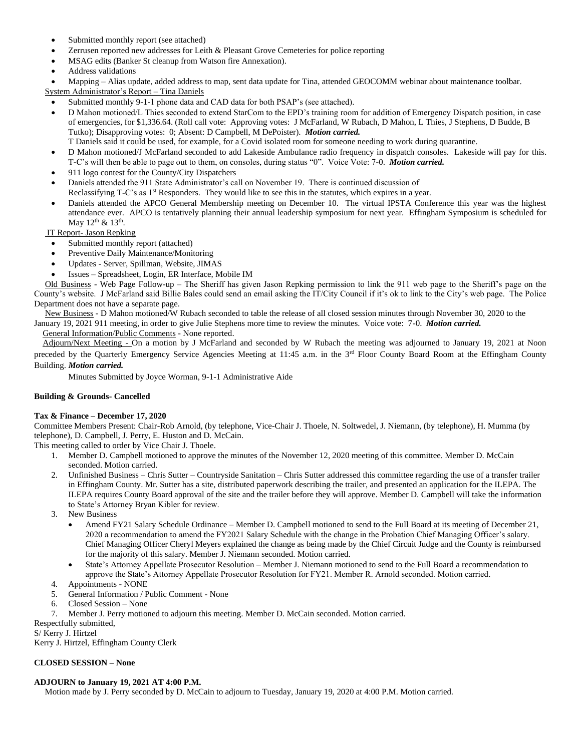- Submitted monthly report (see attached)
- Zerrusen reported new addresses for Leith & Pleasant Grove Cemeteries for police reporting
- MSAG edits (Banker St cleanup from Watson fire Annexation).
- Address validations
- Mapping – Alias update, added address to map, sent data update for Tina, attended GEOCOMM webinar about maintenance toolbar.

System Administrator's Report – Tina Daniels

- Submitted monthly 9-1-1 phone data and CAD data for both PSAP's (see attached).
- D Mahon motioned/L Thies seconded to extend StarCom to the EPD's training room for addition of Emergency Dispatch position, in case of emergencies, for $1,336.64. (Roll call vote: Approving votes: J McFarland, W Rubach, D Mahon, L Thies, J Stephens, D Budde, B Tutko); Disapproving votes: 0; Absent: D Campbell, M DePoister). ***Motion carried.*** T Daniels said it could be used, for example, for a Covid isolated room for someone needing to work during quarantine.
- D Mahon motioned/J McFarland seconded to add Lakeside Ambulance radio frequency in dispatch consoles. Lakeside will pay for this. T-C's will then be able to page out to them, on consoles, during status "0". Voice Vote: 7-0. ***Motion carried.***
- 911 logo contest for the County/City Dispatchers
- Daniels attended the 911 State Administrator's call on November 19. There is continued discussion of Reclassifying T-C's as 1st Responders. They would like to see this in the statutes, which expires in a year.
- Daniels attended the APCO General Membership meeting on December 10. The virtual IPSTA Conference this year was the highest attendance ever. APCO is tentatively planning their annual leadership symposium for next year. Effingham Symposium is scheduled for May 12th & 13th.

IT Report- Jason Repking

- Submitted monthly report (attached)
- Preventive Daily Maintenance/Monitoring
- Updates - Server, Spillman, Website, JIMAS
- Issues – Spreadsheet, Login, ER Interface, Mobile IM

Old Business - Web Page Follow-up – The Sheriff has given Jason Repking permission to link the 911 web page to the Sheriff's page on the County's website. J McFarland said Billie Bales could send an email asking the IT/City Council if it's ok to link to the City's web page. The Police Department does not have a separate page.

New Business - D Mahon motioned/W Rubach seconded to table the release of all closed session minutes through November 30, 2020 to the January 19, 2021 911 meeting, in order to give Julie Stephens more time to review the minutes. Voice vote: 7-0. ***Motion carried.***

General Information/Public Comments - None reported.

Adjourn/Next Meeting - On a motion by J McFarland and seconded by W Rubach the meeting was adjourned to January 19, 2021 at Noon preceded by the Quarterly Emergency Service Agencies Meeting at 11:45 a.m. in the 3rd Floor County Board Room at the Effingham County Building. ***Motion carried.***

Minutes Submitted by Joyce Worman, 9-1-1 Administrative Aide

**Building & Grounds- Cancelled**

**Tax & Finance – December 17, 2020**

Committee Members Present: Chair-Rob Arnold, (by telephone, Vice-Chair J. Thoele, N. Soltwedel, J. Niemann, (by telephone), H. Mumma (by telephone), D. Campbell, J. Perry, E. Huston and D. McCain.

This meeting called to order by Vice Chair J. Thoele.

1. Member D. Campbell motioned to approve the minutes of the November 12, 2020 meeting of this committee. Member D. McCain seconded. Motion carried.
2. Unfinished Business – Chris Sutter – Countryside Sanitation – Chris Sutter addressed this committee regarding the use of a transfer trailer in Effingham County. Mr. Sutter has a site, distributed paperwork describing the trailer, and presented an application for the ILEPA. The ILEPA requires County Board approval of the site and the trailer before they will approve. Member D. Campbell will take the information to State's Attorney Bryan Kibler for review.
3. New Business
   - Amend FY21 Salary Schedule Ordinance – Member D. Campbell motioned to send to the Full Board at its meeting of December 21, 2020 a recommendation to amend the FY2021 Salary Schedule with the change in the Probation Chief Managing Officer's salary. Chief Managing Officer Cheryl Meyers explained the change as being made by the Chief Circuit Judge and the County is reimbursed for the majority of this salary. Member J. Niemann seconded. Motion carried.
   - State's Attorney Appellate Prosecutor Resolution – Member J. Niemann motioned to send to the Full Board a recommendation to approve the State's Attorney Appellate Prosecutor Resolution for FY21. Member R. Arnold seconded. Motion carried.
4. Appointments - NONE
5. General Information / Public Comment - None
6. Closed Session – None
7. Member J. Perry motioned to adjourn this meeting. Member D. McCain seconded. Motion carried.

Respectfully submitted,
S/ Kerry J. Hirtzel
Kerry J. Hirtzel, Effingham County Clerk

**CLOSED SESSION – None**

**ADJOURN to January 19, 2021 AT 4:00 P.M.**

Motion made by J. Perry seconded by D. McCain to adjourn to Tuesday, January 19, 2020 at 4:00 P.M. Motion carried.